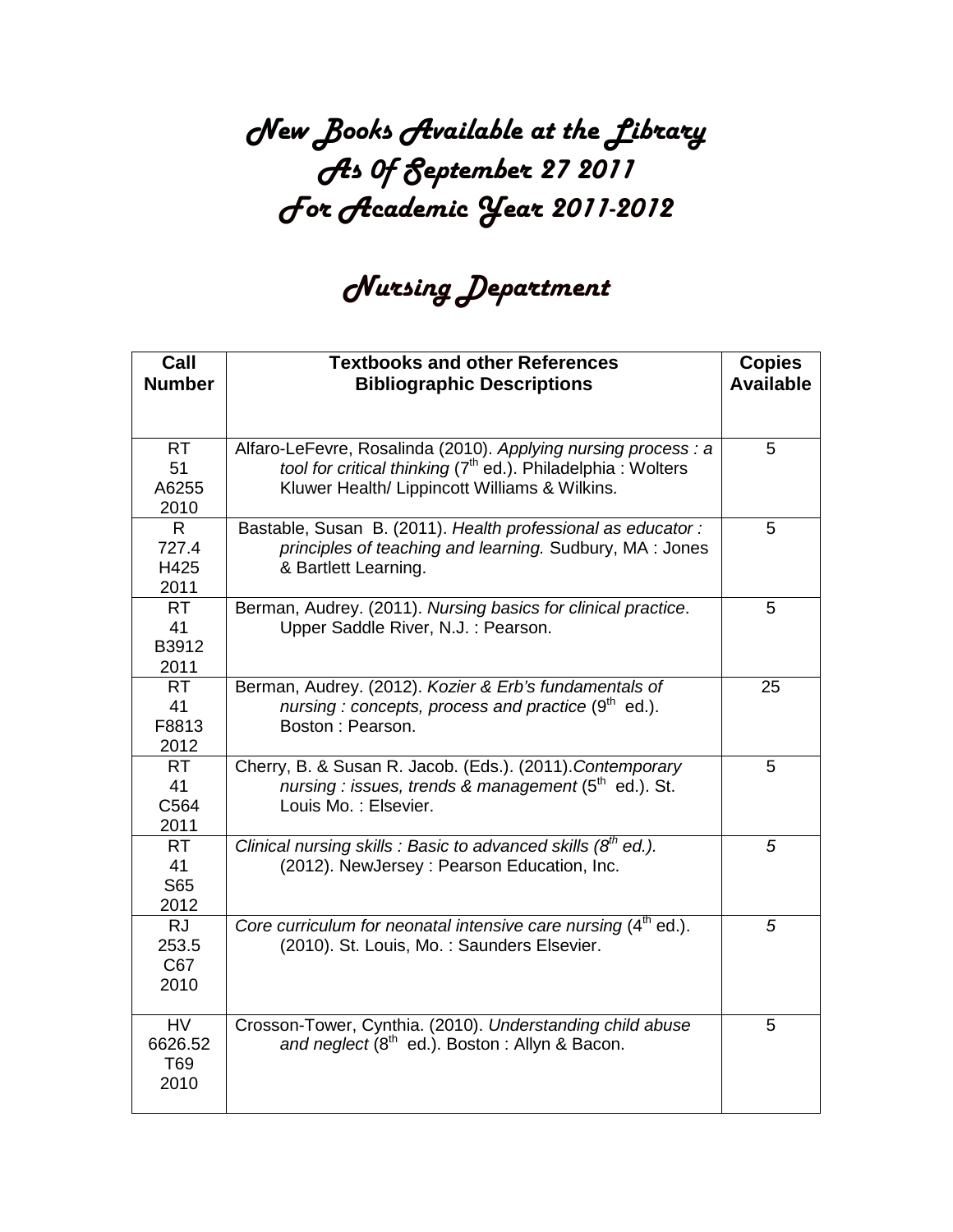# New Books Available at the Library
# As Of September 27 2011
# For Academic Year 2011-2012

## Nursing Department

| Call Number | Textbooks and other References Bibliographic Descriptions | Copies Available |
|---|---|---|
| RT 51 A6255 2010 | Alfaro-LeFevre, Rosalinda (2010). *Applying nursing process : a tool for critical thinking* (7th ed.). Philadelphia : Wolters Kluwer Health/ Lippincott Williams & Wilkins. | 5 |
| R 727.4 H425 2011 | Bastable, Susan B. (2011). *Health professional as educator : principles of teaching and learning.* Sudbury, MA : Jones & Bartlett Learning. | 5 |
| RT 41 B3912 2011 | Berman, Audrey. (2011). *Nursing basics for clinical practice*. Upper Saddle River, N.J. : Pearson. | 5 |
| RT 41 F8813 2012 | Berman, Audrey. (2012). *Kozier & Erb's fundamentals of nursing : concepts, process and practice* (9th ed.). Boston : Pearson. | 25 |
| RT 41 C564 2011 | Cherry, B. & Susan R. Jacob. (Eds.). (2011).*Contemporary nursing : issues, trends & management* (5th ed.). St. Louis Mo. : Elsevier. | 5 |
| RT 41 S65 2012 | *Clinical nursing skills : Basic to advanced skills (8th ed.).* (2012). NewJersey : Pearson Education, Inc. | *5* |
| RJ 253.5 C67 2010 | *Core curriculum for neonatal intensive care nursing* (4th ed.). (2010). St. Louis, Mo. : Saunders Elsevier. | *5* |
| HV 6626.52 T69 2010 | Crosson-Tower, Cynthia. (2010). *Understanding child abuse and neglect* (8th ed.). Boston : Allyn & Bacon. | 5 |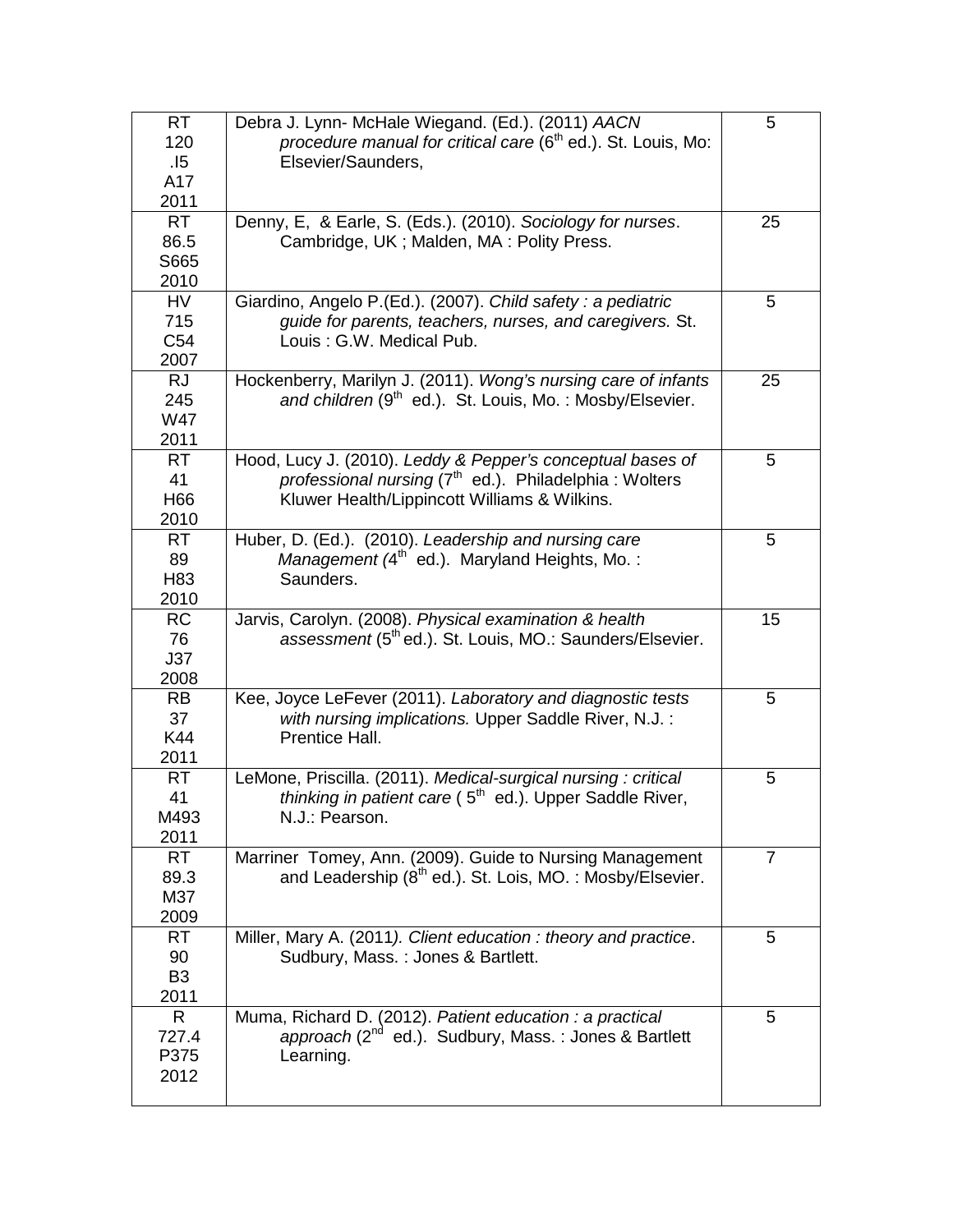| | | |
|---|---|---|
| RT 120 .I5 A17 2011 | Debra J. Lynn- McHale Wiegand. (Ed.). (2011) *AACN procedure manual for critical care* (6th ed.). St. Louis, Mo: Elsevier/Saunders, | 5 |
| RT 86.5 S665 2010 | Denny, E, & Earle, S. (Eds.). (2010). *Sociology for nurses*. Cambridge, UK ; Malden, MA : Polity Press. | 25 |
| HV 715 C54 2007 | Giardino, Angelo P.(Ed.). (2007). *Child safety : a pediatric guide for parents, teachers, nurses, and caregivers.* St. Louis : G.W. Medical Pub. | 5 |
| RJ 245 W47 2011 | Hockenberry, Marilyn J. (2011). *Wong's nursing care of infants and children* (9th ed.). St. Louis, Mo. : Mosby/Elsevier. | 25 |
| RT 41 H66 2010 | Hood, Lucy J. (2010). *Leddy & Pepper's conceptual bases of professional nursing* (7th ed.). Philadelphia : Wolters Kluwer Health/Lippincott Williams & Wilkins. | 5 |
| RT 89 H83 2010 | Huber, D. (Ed.). (2010). *Leadership and nursing care Management (*4th ed.). Maryland Heights, Mo. : Saunders. | 5 |
| RC 76 J37 2008 | Jarvis, Carolyn. (2008). *Physical examination & health assessment* (5th ed.). St. Louis, MO.: Saunders/Elsevier. | 15 |
| RB 37 K44 2011 | Kee, Joyce LeFever (2011). *Laboratory and diagnostic tests with nursing implications.* Upper Saddle River, N.J. : Prentice Hall. | 5 |
| RT 41 M493 2011 | LeMone, Priscilla. (2011). *Medical-surgical nursing : critical thinking in patient care* ( 5th ed.). Upper Saddle River, N.J.: Pearson. | 5 |
| RT 89.3 M37 2009 | Marriner Tomey, Ann. (2009). Guide to Nursing Management and Leadership (8th ed.). St. Lois, MO. : Mosby/Elsevier. | 7 |
| RT 90 B3 2011 | Miller, Mary A. (2011*). Client education : theory and practice*. Sudbury, Mass. : Jones & Bartlett. | 5 |
| R 727.4 P375 2012 | Muma, Richard D. (2012). *Patient education : a practical approach* (2nd ed.). Sudbury, Mass. : Jones & Bartlett Learning. | 5 |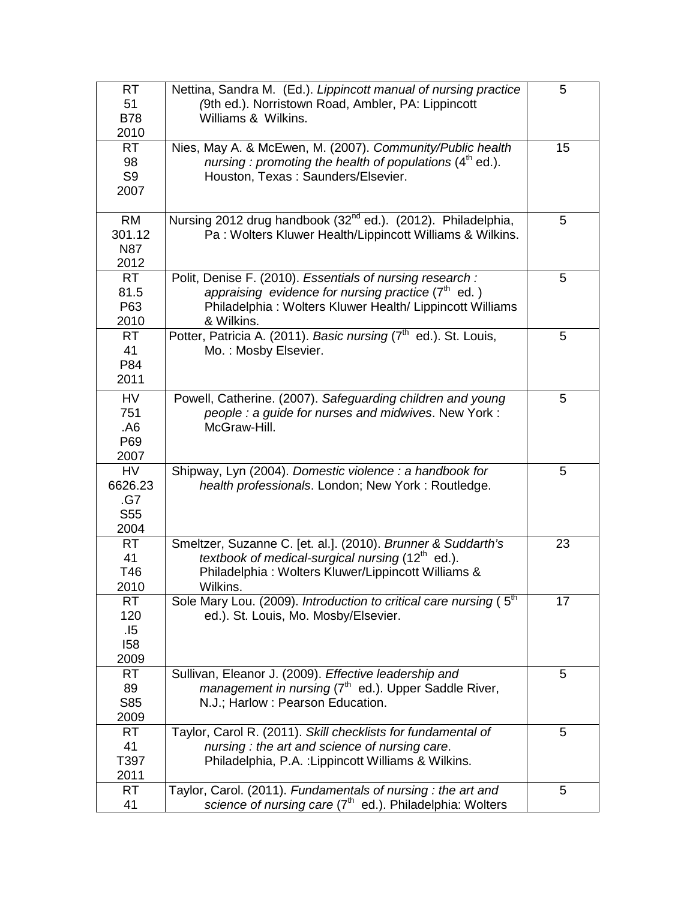| | | |
|---|---|---|
| RT 51 B78 2010 | Nettina, Sandra M. (Ed.). *Lippincott manual of nursing practice (*9th ed.). Norristown Road, Ambler, PA: Lippincott Williams & Wilkins. | 5 |
| RT 98 S9 2007 | Nies, May A. & McEwen, M. (2007). *Community/Public health nursing : promoting the health of populations* (4th ed.). Houston, Texas : Saunders/Elsevier. | 15 |
| RM 301.12 N87 2012 | Nursing 2012 drug handbook (32nd ed.). (2012). Philadelphia, Pa : Wolters Kluwer Health/Lippincott Williams & Wilkins. | 5 |
| RT 81.5 P63 2010 | Polit, Denise F. (2010). *Essentials of nursing research : appraising evidence for nursing practice* (7th ed. ) Philadelphia : Wolters Kluwer Health/ Lippincott Williams & Wilkins. | 5 |
| RT 41 P84 2011 | Potter, Patricia A. (2011). *Basic nursing* (7th ed.). St. Louis, Mo. : Mosby Elsevier. | 5 |
| HV 751 .A6 P69 2007 | Powell, Catherine. (2007). *Safeguarding children and young people : a guide for nurses and midwives*. New York : McGraw-Hill. | 5 |
| HV 6626.23 .G7 S55 2004 | Shipway, Lyn (2004). *Domestic violence : a handbook for health professionals*. London; New York : Routledge. | 5 |
| RT 41 T46 2010 | Smeltzer, Suzanne C. [et. al.]. (2010). *Brunner & Suddarth's textbook of medical-surgical nursing* (12th ed.). Philadelphia : Wolters Kluwer/Lippincott Williams & Wilkins. | 23 |
| RT 120 .I5 I58 2009 | Sole Mary Lou. (2009). *Introduction to critical care nursing* ( 5th ed.). St. Louis, Mo. Mosby/Elsevier. | 17 |
| RT 89 S85 2009 | Sullivan, Eleanor J. (2009). *Effective leadership and management in nursing* (7th ed.). Upper Saddle River, N.J.; Harlow : Pearson Education. | 5 |
| RT 41 T397 2011 | Taylor, Carol R. (2011). *Skill checklists for fundamental of nursing : the art and science of nursing care*. Philadelphia, P.A. :Lippincott Williams & Wilkins. | 5 |
| RT 41 | Taylor, Carol. (2011). *Fundamentals of nursing : the art and science of nursing care* (7th ed.). Philadelphia: Wolters | 5 |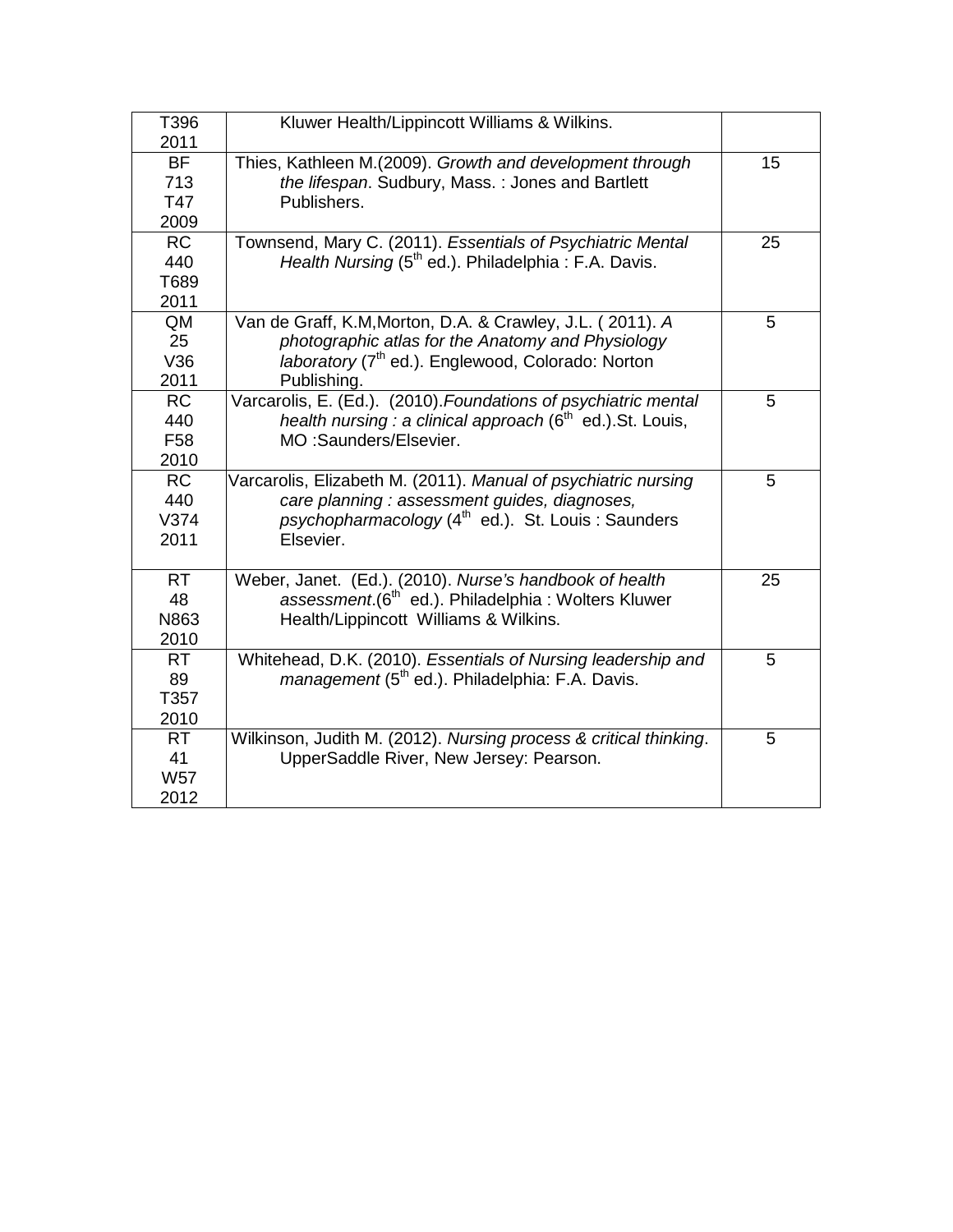| | | |
|---|---|---|
| T396 2011 | Kluwer Health/Lippincott Williams & Wilkins. | |
| BF 713 T47 2009 | Thies, Kathleen M.(2009). *Growth and development through the lifespan*. Sudbury, Mass. : Jones and Bartlett Publishers. | 15 |
| RC 440 T689 2011 | Townsend, Mary C. (2011). *Essentials of Psychiatric Mental Health Nursing* (5th ed.). Philadelphia : F.A. Davis. | 25 |
| QM 25 V36 2011 | Van de Graff, K.M,Morton, D.A. & Crawley, J.L. ( 2011). *A photographic atlas for the Anatomy and Physiology laboratory* (7th ed.). Englewood, Colorado: Norton Publishing. | 5 |
| RC 440 F58 2010 | Varcarolis, E. (Ed.). (2010).*Foundations of psychiatric mental health nursing : a clinical approach* (6th ed.).St. Louis, MO :Saunders/Elsevier. | 5 |
| RC 440 V374 2011 | Varcarolis, Elizabeth M. (2011). *Manual of psychiatric nursing care planning : assessment guides, diagnoses, psychopharmacology* (4th ed.). St. Louis : Saunders Elsevier. | 5 |
| RT 48 N863 2010 | Weber, Janet. (Ed.). (2010). *Nurse's handbook of health assessment*.(6th ed.). Philadelphia : Wolters Kluwer Health/Lippincott Williams & Wilkins. | 25 |
| RT 89 T357 2010 | Whitehead, D.K. (2010). *Essentials of Nursing leadership and management* (5th ed.). Philadelphia: F.A. Davis. | 5 |
| RT 41 W57 2012 | Wilkinson, Judith M. (2012). *Nursing process & critical thinking*. UpperSaddle River, New Jersey: Pearson. | 5 |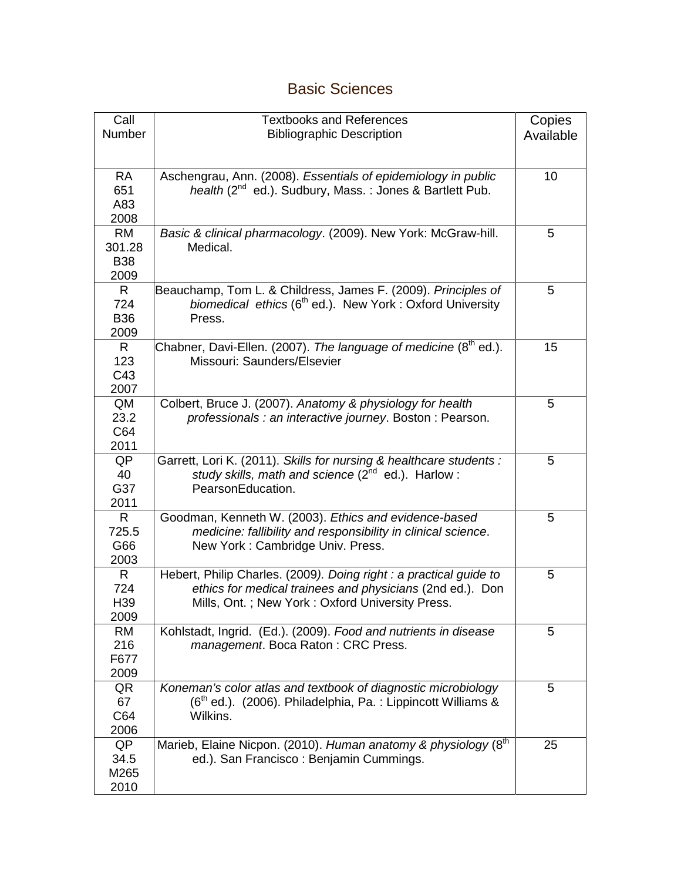# Basic Sciences

| Call Number | Textbooks and References Bibliographic Description | Copies Available |
|---|---|---|
| RA 651 A83 2008 | Aschengrau, Ann. (2008). *Essentials of epidemiology in public health* (2nd ed.). Sudbury, Mass. : Jones & Bartlett Pub. | 10 |
| RM 301.28 B38 2009 | *Basic & clinical pharmacology*. (2009). New York: McGraw-hill. Medical. | 5 |
| R 724 B36 2009 | Beauchamp, Tom L. & Childress, James F. (2009). *Principles of biomedical ethics* (6th ed.). New York : Oxford University Press. | 5 |
| R 123 C43 2007 | Chabner, Davi-Ellen. (2007). *The language of medicine* (8th ed.). Missouri: Saunders/Elsevier | 15 |
| QM 23.2 C64 2011 | Colbert, Bruce J. (2007). *Anatomy & physiology for health professionals : an interactive journey*. Boston : Pearson. | 5 |
| QP 40 G37 2011 | Garrett, Lori K. (2011). *Skills for nursing & healthcare students : study skills, math and science* (2nd ed.). Harlow : PearsonEducation. | 5 |
| R 725.5 G66 2003 | Goodman, Kenneth W. (2003). *Ethics and evidence-based medicine: fallibility and responsibility in clinical science*. New York : Cambridge Univ. Press. | 5 |
| R 724 H39 2009 | Hebert, Philip Charles. (2009*). Doing right : a practical guide to ethics for medical trainees and physicians* (2nd ed.). Don Mills, Ont. ; New York : Oxford University Press. | 5 |
| RM 216 F677 2009 | Kohlstadt, Ingrid. (Ed.). (2009). *Food and nutrients in disease management*. Boca Raton : CRC Press. | 5 |
| QR 67 C64 2006 | *Koneman's color atlas and textbook of diagnostic microbiology* (6th ed.). (2006). Philadelphia, Pa. : Lippincott Williams & Wilkins. | 5 |
| QP 34.5 M265 2010 | Marieb, Elaine Nicpon. (2010). *Human anatomy & physiology* (8th ed.). San Francisco : Benjamin Cummings. | 25 |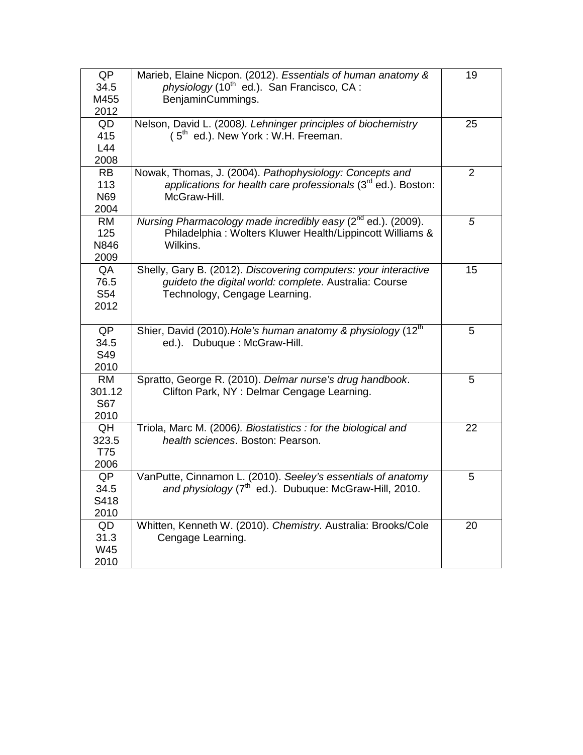| | | |
|---|---|---|
| QP 34.5 M455 2012 | Marieb, Elaine Nicpon. (2012). *Essentials of human anatomy & physiology* (10th ed.). San Francisco, CA : BenjaminCummings. | 19 |
| QD 415 L44 2008 | Nelson, David L. (2008*). Lehninger principles of biochemistry* ( 5th ed.). New York : W.H. Freeman. | 25 |
| RB 113 N69 2004 | Nowak, Thomas, J. (2004). *Pathophysiology: Concepts and applications for health care professionals* (3rd ed.). Boston: McGraw-Hill. | 2 |
| RM 125 N846 2009 | *Nursing Pharmacology made incredibly easy* (2nd ed.). (2009). Philadelphia : Wolters Kluwer Health/Lippincott Williams & Wilkins. | *5* |
| QA 76.5 S54 2012 | Shelly, Gary B. (2012). *Discovering computers: your interactive guideto the digital world: complete*. Australia: Course Technology, Cengage Learning. | 15 |
| QP 34.5 S49 2010 | Shier, David (2010).*Hole's human anatomy & physiology* (12th ed.). Dubuque : McGraw-Hill. | 5 |
| RM 301.12 S67 2010 | Spratto, George R. (2010). *Delmar nurse's drug handbook*. Clifton Park, NY : Delmar Cengage Learning. | 5 |
| QH 323.5 T75 2006 | Triola, Marc M. (2006*). Biostatistics : for the biological and health sciences*. Boston: Pearson. | 22 |
| QP 34.5 S418 2010 | VanPutte, Cinnamon L. (2010). *Seeley's essentials of anatomy and physiology* (7th ed.). Dubuque: McGraw-Hill, 2010. | 5 |
| QD 31.3 W45 2010 | Whitten, Kenneth W. (2010). *Chemistry*. Australia: Brooks/Cole Cengage Learning. | 20 |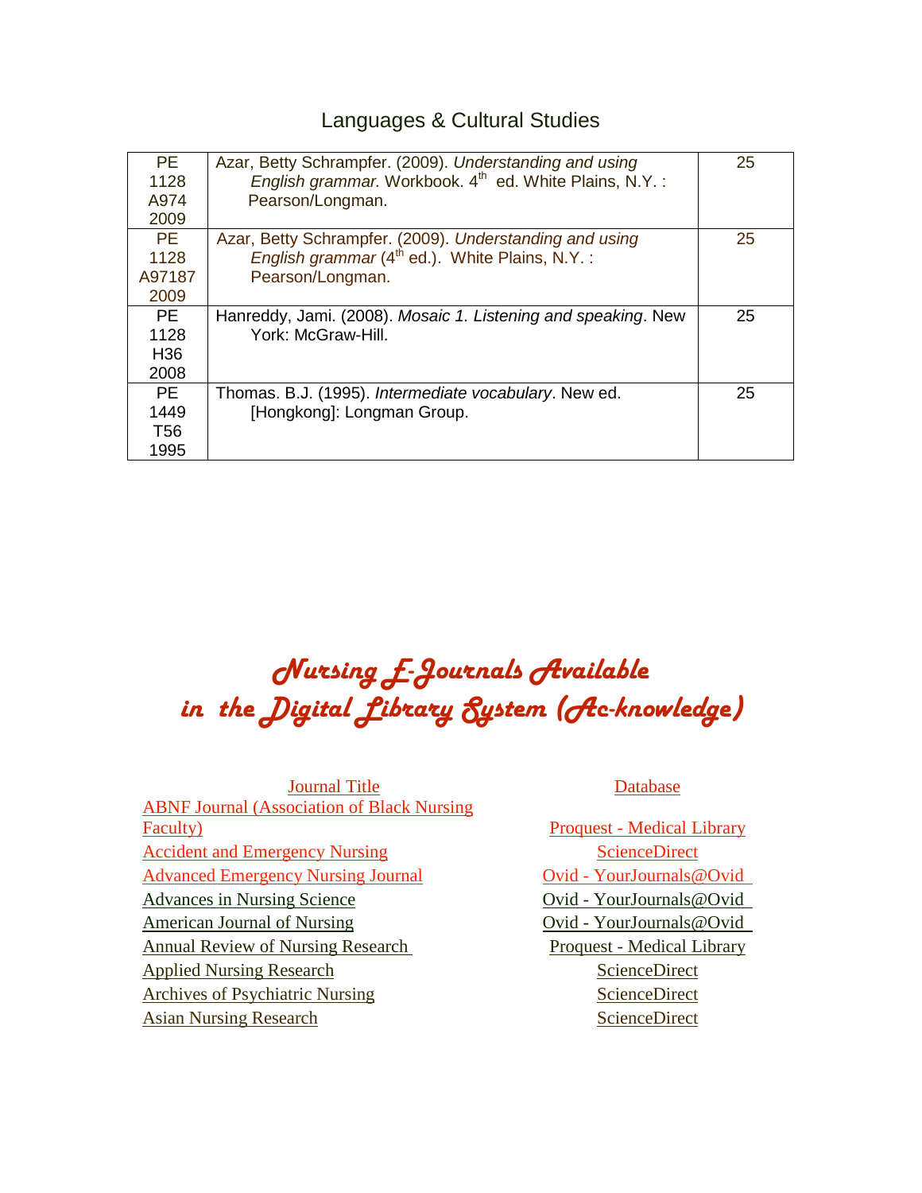## Languages & Cultural Studies

| | | |
|---|---|---|
| PE 1128 A974 2009 | Azar, Betty Schrampfer. (2009). *Understanding and using English grammar.* Workbook. 4th ed. White Plains, N.Y. : Pearson/Longman. | 25 |
| PE 1128 A97187 2009 | Azar, Betty Schrampfer. (2009). *Understanding and using English grammar* (4th ed.). White Plains, N.Y. : Pearson/Longman. | 25 |
| PE 1128 H36 2008 | Hanreddy, Jami. (2008). *Mosaic 1. Listening and speaking*. New York: McGraw-Hill. | 25 |
| PE 1449 T56 1995 | Thomas. B.J. (1995). *Intermediate vocabulary*. New ed. [Hongkong]: Longman Group. | 25 |

# Nursing E-Journals Available in the Digital Library System (Ac-knowledge)

| Journal Title | Database |
|---|---|
| ABNF Journal (Association of Black Nursing Faculty) | Proquest - Medical Library |
| Accident and Emergency Nursing | ScienceDirect |
| Advanced Emergency Nursing Journal | Ovid - YourJournals@Ovid |
| Advances in Nursing Science | Ovid - YourJournals@Ovid |
| American Journal of Nursing | Ovid - YourJournals@Ovid |
| Annual Review of Nursing Research | Proquest - Medical Library |
| Applied Nursing Research | ScienceDirect |
| Archives of Psychiatric Nursing | ScienceDirect |
| Asian Nursing Research | ScienceDirect |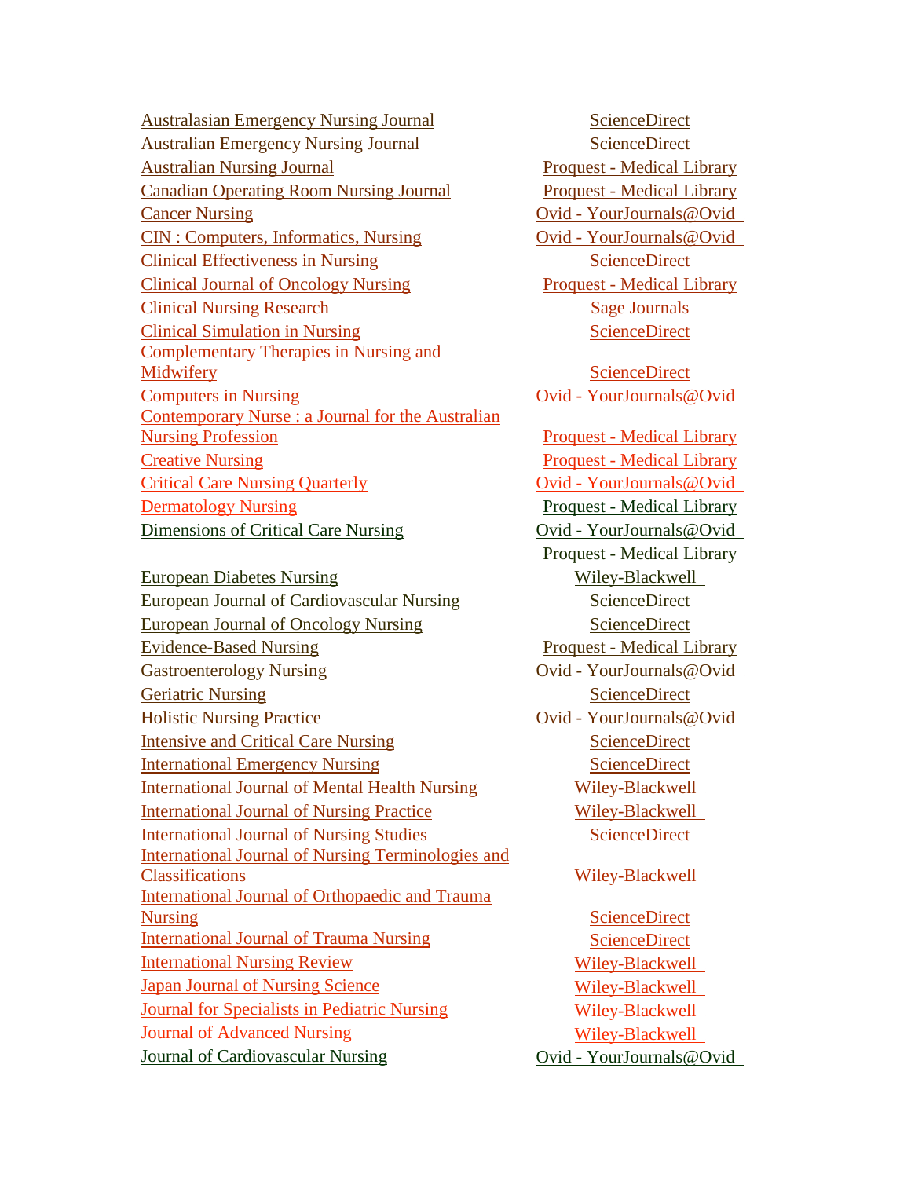| | |
|---|---|
| Australasian Emergency Nursing Journal | ScienceDirect |
| Australian Emergency Nursing Journal | ScienceDirect |
| Australian Nursing Journal | Proquest - Medical Library |
| Canadian Operating Room Nursing Journal | Proquest - Medical Library |
| Cancer Nursing | Ovid - YourJournals@Ovid |
| CIN : Computers, Informatics, Nursing | Ovid - YourJournals@Ovid |
| Clinical Effectiveness in Nursing | ScienceDirect |
| Clinical Journal of Oncology Nursing | Proquest - Medical Library |
| Clinical Nursing Research | Sage Journals |
| Clinical Simulation in Nursing | ScienceDirect |
| Complementary Therapies in Nursing and Midwifery | ScienceDirect |
| Computers in Nursing | Ovid - YourJournals@Ovid |
| Contemporary Nurse : a Journal for the Australian Nursing Profession | Proquest - Medical Library |
| Creative Nursing | Proquest - Medical Library |
| Critical Care Nursing Quarterly | Ovid - YourJournals@Ovid |
| Dermatology Nursing | Proquest - Medical Library |
| Dimensions of Critical Care Nursing | Ovid - YourJournals@Ovid |
| | Proquest - Medical Library |
| European Diabetes Nursing | Wiley-Blackwell |
| European Journal of Cardiovascular Nursing | ScienceDirect |
| European Journal of Oncology Nursing | ScienceDirect |
| Evidence-Based Nursing | Proquest - Medical Library |
| Gastroenterology Nursing | Ovid - YourJournals@Ovid |
| Geriatric Nursing | ScienceDirect |
| Holistic Nursing Practice | Ovid - YourJournals@Ovid |
| Intensive and Critical Care Nursing | ScienceDirect |
| International Emergency Nursing | ScienceDirect |
| International Journal of Mental Health Nursing | Wiley-Blackwell |
| International Journal of Nursing Practice | Wiley-Blackwell |
| International Journal of Nursing Studies | ScienceDirect |
| International Journal of Nursing Terminologies and Classifications | Wiley-Blackwell |
| International Journal of Orthopaedic and Trauma Nursing | ScienceDirect |
| International Journal of Trauma Nursing | ScienceDirect |
| International Nursing Review | Wiley-Blackwell |
| Japan Journal of Nursing Science | Wiley-Blackwell |
| Journal for Specialists in Pediatric Nursing | Wiley-Blackwell |
| Journal of Advanced Nursing | Wiley-Blackwell |
| Journal of Cardiovascular Nursing | Ovid - YourJournals@Ovid |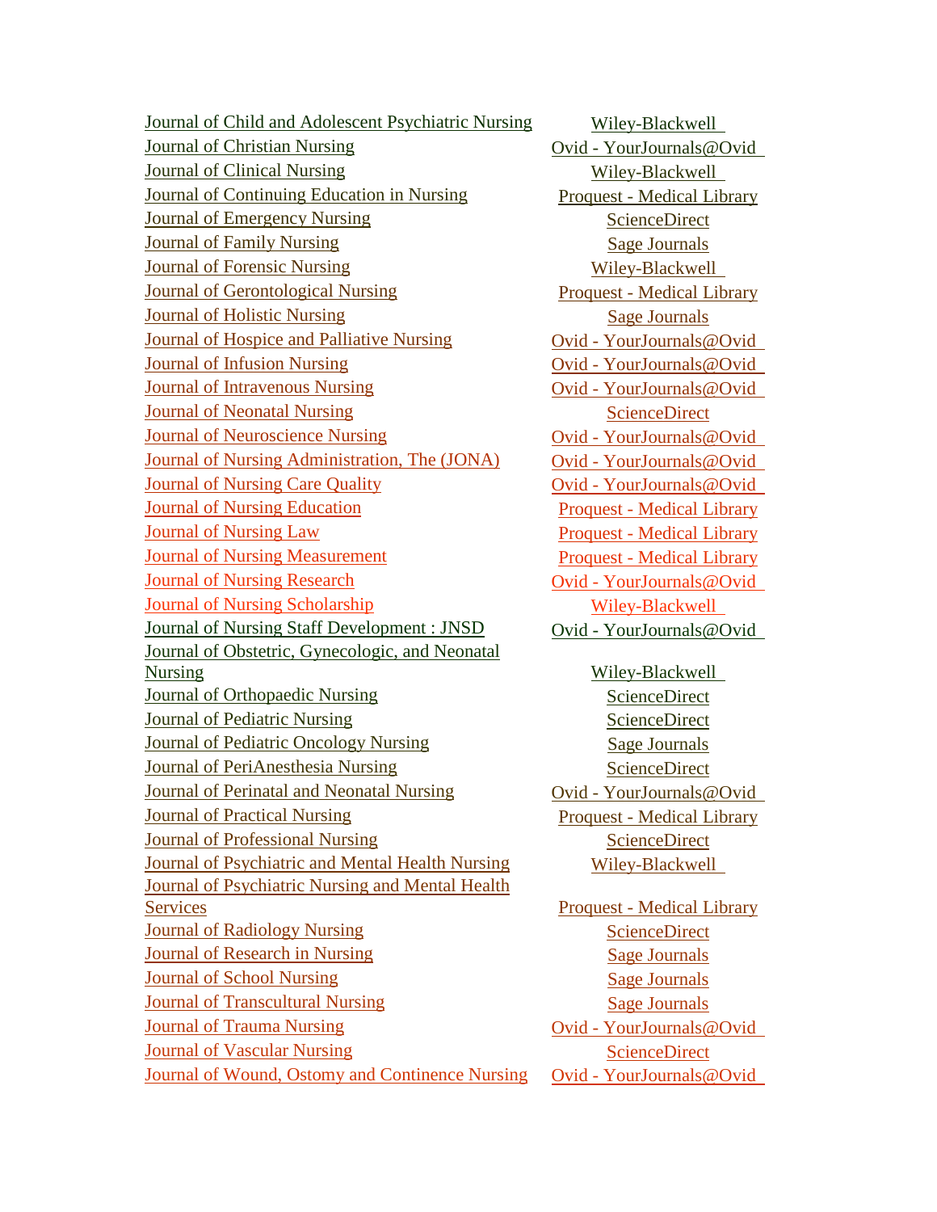| | |
|---|---|
| Journal of Child and Adolescent Psychiatric Nursing | Wiley-Blackwell |
| Journal of Christian Nursing | Ovid - YourJournals@Ovid |
| Journal of Clinical Nursing | Wiley-Blackwell |
| Journal of Continuing Education in Nursing | Proquest - Medical Library |
| Journal of Emergency Nursing | ScienceDirect |
| Journal of Family Nursing | Sage Journals |
| Journal of Forensic Nursing | Wiley-Blackwell |
| Journal of Gerontological Nursing | Proquest - Medical Library |
| Journal of Holistic Nursing | Sage Journals |
| Journal of Hospice and Palliative Nursing | Ovid - YourJournals@Ovid |
| Journal of Infusion Nursing | Ovid - YourJournals@Ovid |
| Journal of Intravenous Nursing | Ovid - YourJournals@Ovid |
| Journal of Neonatal Nursing | ScienceDirect |
| Journal of Neuroscience Nursing | Ovid - YourJournals@Ovid |
| Journal of Nursing Administration, The (JONA) | Ovid - YourJournals@Ovid |
| Journal of Nursing Care Quality | Ovid - YourJournals@Ovid |
| Journal of Nursing Education | Proquest - Medical Library |
| Journal of Nursing Law | Proquest - Medical Library |
| Journal of Nursing Measurement | Proquest - Medical Library |
| Journal of Nursing Research | Ovid - YourJournals@Ovid |
| Journal of Nursing Scholarship | Wiley-Blackwell |
| Journal of Nursing Staff Development : JNSD | Ovid - YourJournals@Ovid |
| Journal of Obstetric, Gynecologic, and Neonatal Nursing | Wiley-Blackwell |
| Journal of Orthopaedic Nursing | ScienceDirect |
| Journal of Pediatric Nursing | ScienceDirect |
| Journal of Pediatric Oncology Nursing | Sage Journals |
| Journal of PeriAnesthesia Nursing | ScienceDirect |
| Journal of Perinatal and Neonatal Nursing | Ovid - YourJournals@Ovid |
| Journal of Practical Nursing | Proquest - Medical Library |
| Journal of Professional Nursing | ScienceDirect |
| Journal of Psychiatric and Mental Health Nursing | Wiley-Blackwell |
| Journal of Psychiatric Nursing and Mental Health Services | Proquest - Medical Library |
| Journal of Radiology Nursing | ScienceDirect |
| Journal of Research in Nursing | Sage Journals |
| Journal of School Nursing | Sage Journals |
| Journal of Transcultural Nursing | Sage Journals |
| Journal of Trauma Nursing | Ovid - YourJournals@Ovid |
| Journal of Vascular Nursing | ScienceDirect |
| Journal of Wound, Ostomy and Continence Nursing | Ovid - YourJournals@Ovid |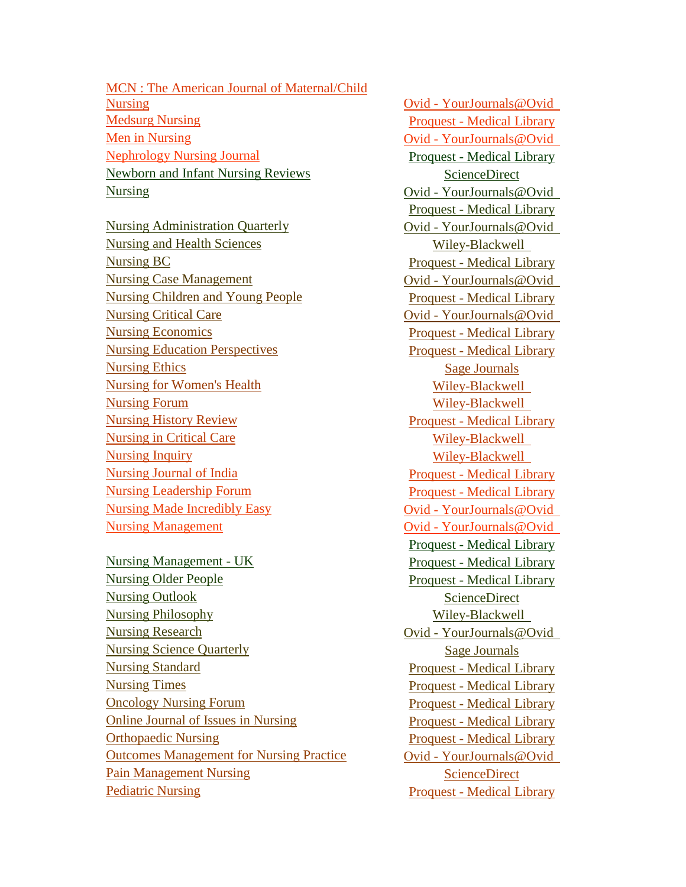| Journal | Provider |
| --- | --- |
| MCN : The American Journal of Maternal/Child Nursing | Ovid - YourJournals@Ovid |
| Medsurg Nursing | Proquest - Medical Library |
| Men in Nursing | Ovid - YourJournals@Ovid |
| Nephrology Nursing Journal | Proquest - Medical Library |
| Newborn and Infant Nursing Reviews | ScienceDirect |
| Nursing | Ovid - YourJournals@Ovid |
| | Proquest - Medical Library |
| Nursing Administration Quarterly | Ovid - YourJournals@Ovid |
| Nursing and Health Sciences | Wiley-Blackwell |
| Nursing BC | Proquest - Medical Library |
| Nursing Case Management | Ovid - YourJournals@Ovid |
| Nursing Children and Young People | Proquest - Medical Library |
| Nursing Critical Care | Ovid - YourJournals@Ovid |
| Nursing Economics | Proquest - Medical Library |
| Nursing Education Perspectives | Proquest - Medical Library |
| Nursing Ethics | Sage Journals |
| Nursing for Women's Health | Wiley-Blackwell |
| Nursing Forum | Wiley-Blackwell |
| Nursing History Review | Proquest - Medical Library |
| Nursing in Critical Care | Wiley-Blackwell |
| Nursing Inquiry | Wiley-Blackwell |
| Nursing Journal of India | Proquest - Medical Library |
| Nursing Leadership Forum | Proquest - Medical Library |
| Nursing Made Incredibly Easy | Ovid - YourJournals@Ovid |
| Nursing Management | Ovid - YourJournals@Ovid |
| | Proquest - Medical Library |
| Nursing Management - UK | Proquest - Medical Library |
| Nursing Older People | Proquest - Medical Library |
| Nursing Outlook | ScienceDirect |
| Nursing Philosophy | Wiley-Blackwell |
| Nursing Research | Ovid - YourJournals@Ovid |
| Nursing Science Quarterly | Sage Journals |
| Nursing Standard | Proquest - Medical Library |
| Nursing Times | Proquest - Medical Library |
| Oncology Nursing Forum | Proquest - Medical Library |
| Online Journal of Issues in Nursing | Proquest - Medical Library |
| Orthopaedic Nursing | Proquest - Medical Library |
| Outcomes Management for Nursing Practice | Ovid - YourJournals@Ovid |
| Pain Management Nursing | ScienceDirect |
| Pediatric Nursing | Proquest - Medical Library |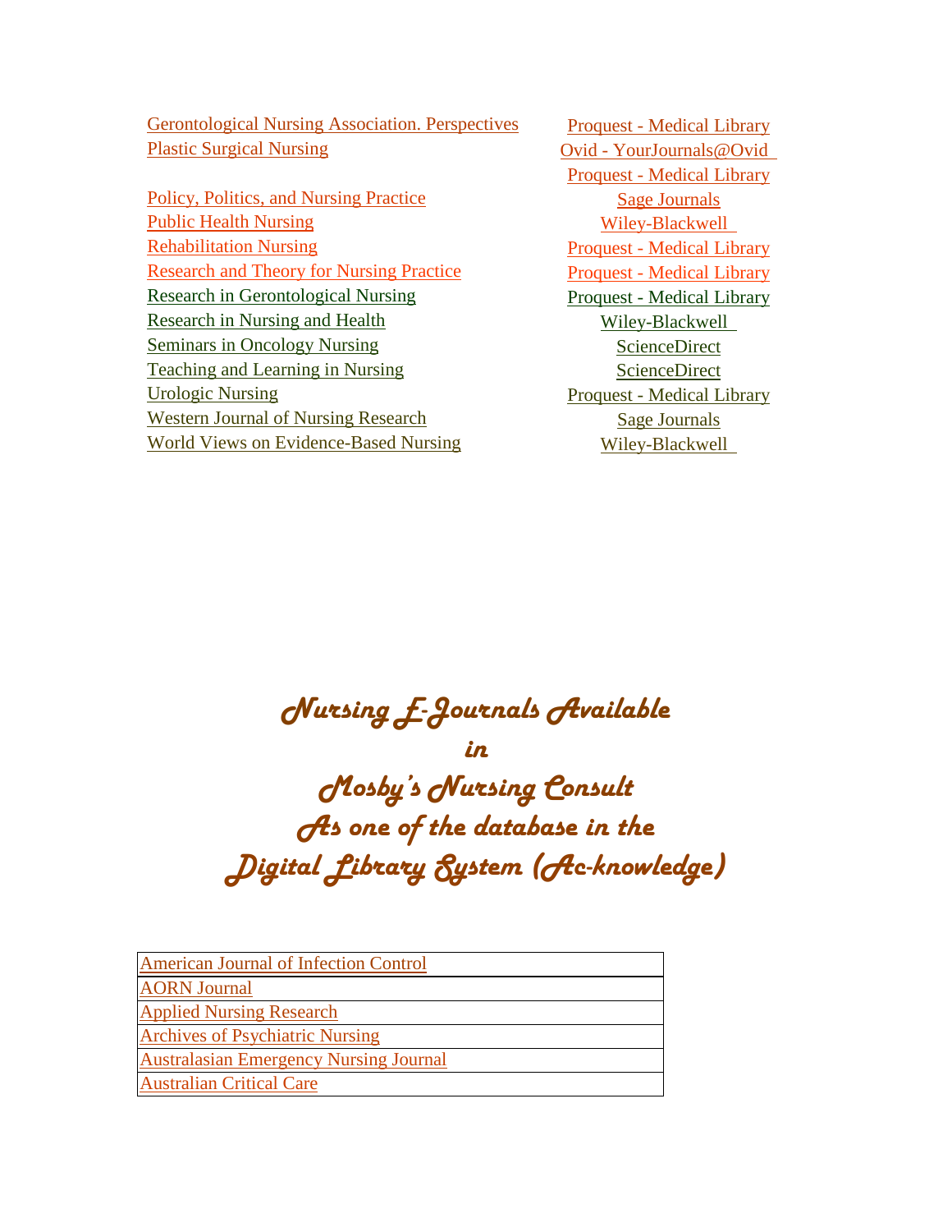| Journal | Database |
|---|---|
| Gerontological Nursing Association. Perspectives | Proquest - Medical Library |
| Plastic Surgical Nursing | Ovid - YourJournals@Ovid |
| | Proquest - Medical Library |
| Policy, Politics, and Nursing Practice | Sage Journals |
| Public Health Nursing | Wiley-Blackwell |
| Rehabilitation Nursing | Proquest - Medical Library |
| Research and Theory for Nursing Practice | Proquest - Medical Library |
| Research in Gerontological Nursing | Proquest - Medical Library |
| Research in Nursing and Health | Wiley-Blackwell |
| Seminars in Oncology Nursing | ScienceDirect |
| Teaching and Learning in Nursing | ScienceDirect |
| Urologic Nursing | Proquest - Medical Library |
| Western Journal of Nursing Research | Sage Journals |
| World Views on Evidence-Based Nursing | Wiley-Blackwell |

# Nursing E-Journals Available in Mosby's Nursing Consult As one of the database in the Digital Library System (Ac-knowledge)

| Journal |
|---|
| American Journal of Infection Control |
| AORN Journal |
| Applied Nursing Research |
| Archives of Psychiatric Nursing |
| Australasian Emergency Nursing Journal |
| Australian Critical Care |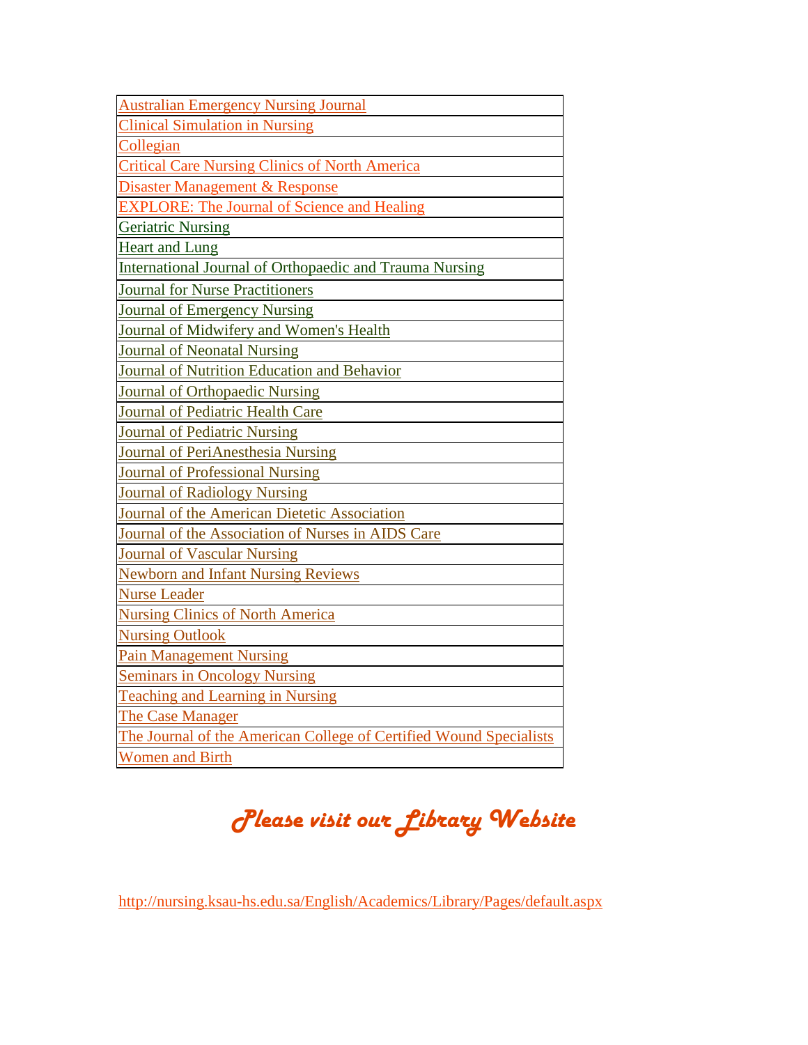| Australian Emergency Nursing Journal |
|---|
| Clinical Simulation in Nursing |
| Collegian |
| Critical Care Nursing Clinics of North America |
| Disaster Management & Response |
| EXPLORE: The Journal of Science and Healing |
| Geriatric Nursing |
| Heart and Lung |
| International Journal of Orthopaedic and Trauma Nursing |
| Journal for Nurse Practitioners |
| Journal of Emergency Nursing |
| Journal of Midwifery and Women's Health |
| Journal of Neonatal Nursing |
| Journal of Nutrition Education and Behavior |
| Journal of Orthopaedic Nursing |
| Journal of Pediatric Health Care |
| Journal of Pediatric Nursing |
| Journal of PeriAnesthesia Nursing |
| Journal of Professional Nursing |
| Journal of Radiology Nursing |
| Journal of the American Dietetic Association |
| Journal of the Association of Nurses in AIDS Care |
| Journal of Vascular Nursing |
| Newborn and Infant Nursing Reviews |
| Nurse Leader |
| Nursing Clinics of North America |
| Nursing Outlook |
| Pain Management Nursing |
| Seminars in Oncology Nursing |
| Teaching and Learning in Nursing |
| The Case Manager |
| The Journal of the American College of Certified Wound Specialists |
| Women and Birth |

## *Please visit our Library Website*

http://nursing.ksau-hs.edu.sa/English/Academics/Library/Pages/default.aspx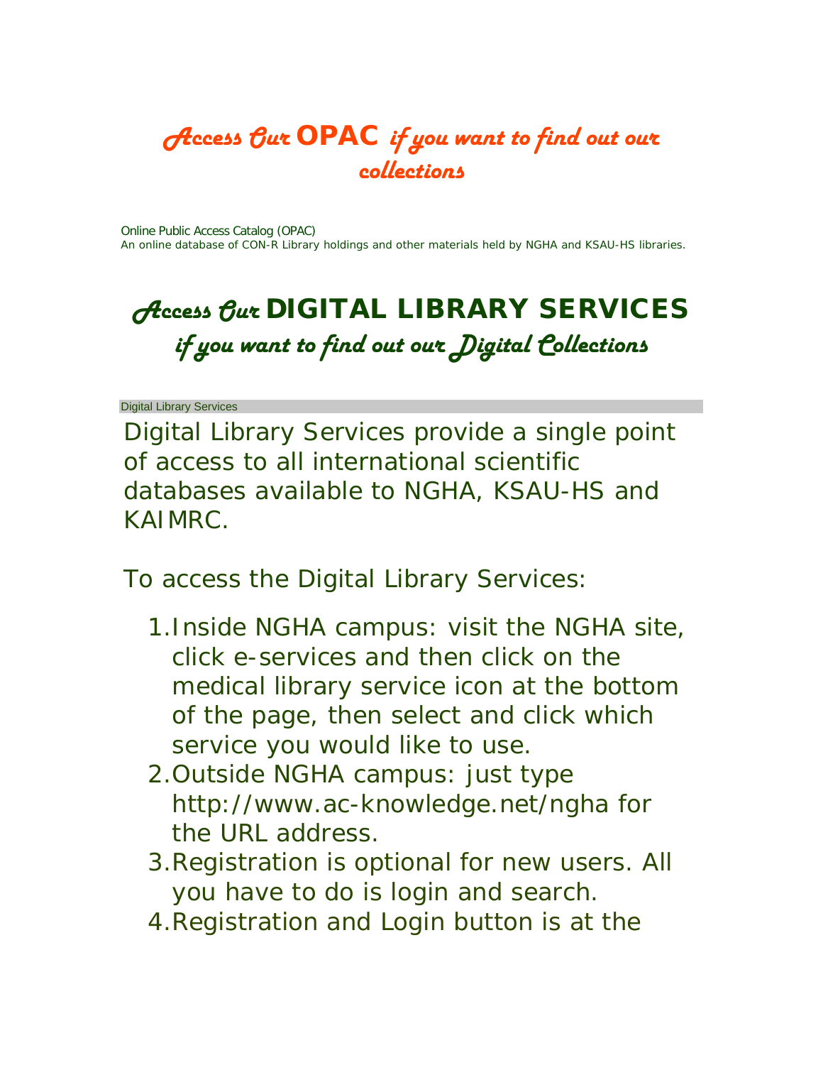# *Access Our* **OPAC** *if you want to find out our collections*

Online Public Access Catalog (OPAC)
An online database of CON-R Library holdings and other materials held by NGHA and KSAU-HS libraries.

# *Access Our* **DIGITAL LIBRARY SERVICES** *if you want to find out our Digital Collections*

Digital Library Services

Digital Library Services provide a single point of access to all international scientific databases available to NGHA, KSAU-HS and KAIMRC.

To access the Digital Library Services:

1. Inside NGHA campus: visit the NGHA site, click e-services and then click on the medical library service icon at the bottom of the page, then select and click which service you would like to use.
2. Outside NGHA campus: just type http://www.ac-knowledge.net/ngha for the URL address.
3. Registration is optional for new users. All you have to do is login and search.
4. Registration and Login button is at the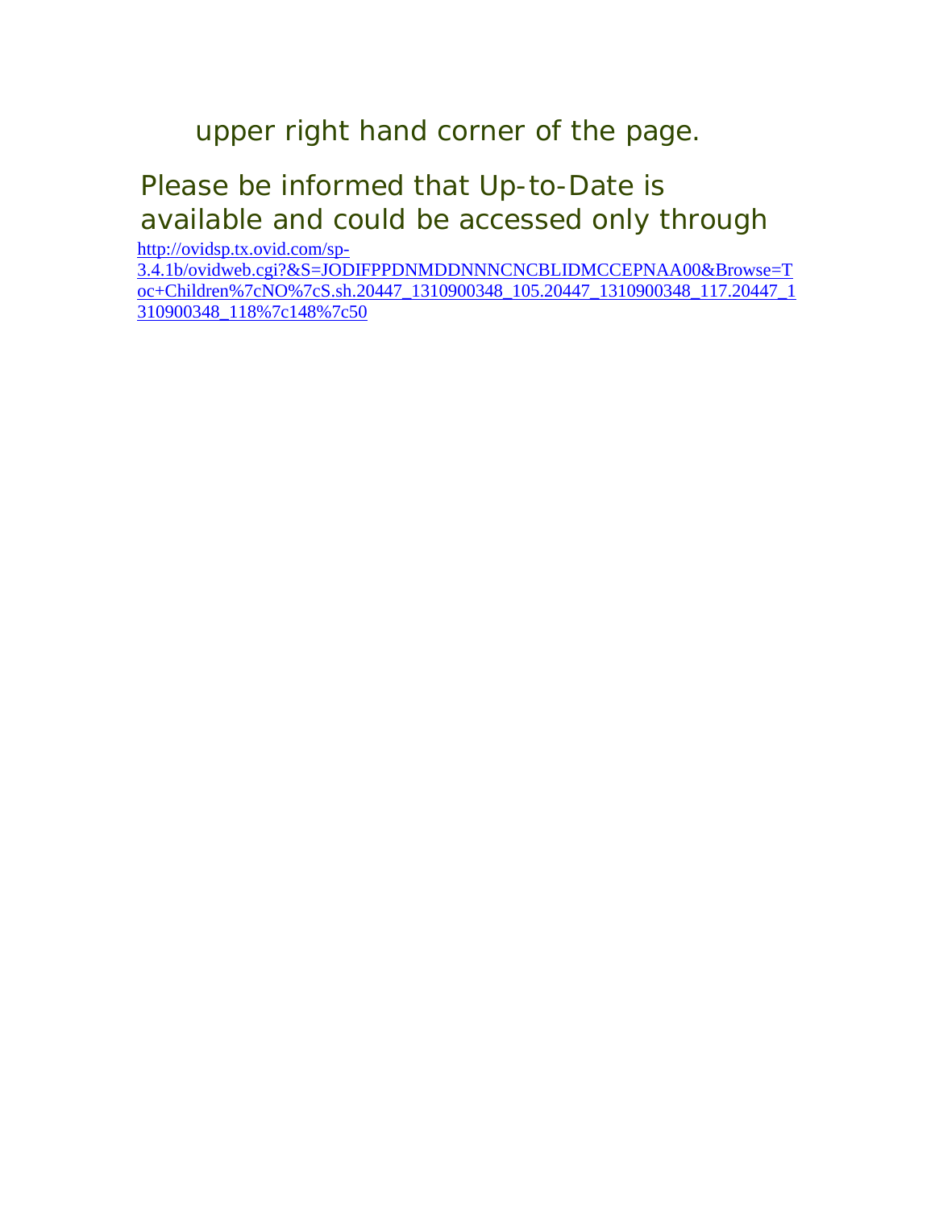upper right hand corner of the page.

Please be informed that Up-to-Date is available and could be accessed only through

http://ovidsp.tx.ovid.com/sp-3.4.1b/ovidweb.cgi?&S=JODIFPPDNMDDNNNCNCBLIDMCCEPNAA00&Browse=Toc+Children%7cNO%7cS.sh.20447_1310900348_105.20447_1310900348_117.20447_1310900348_118%7c148%7c50